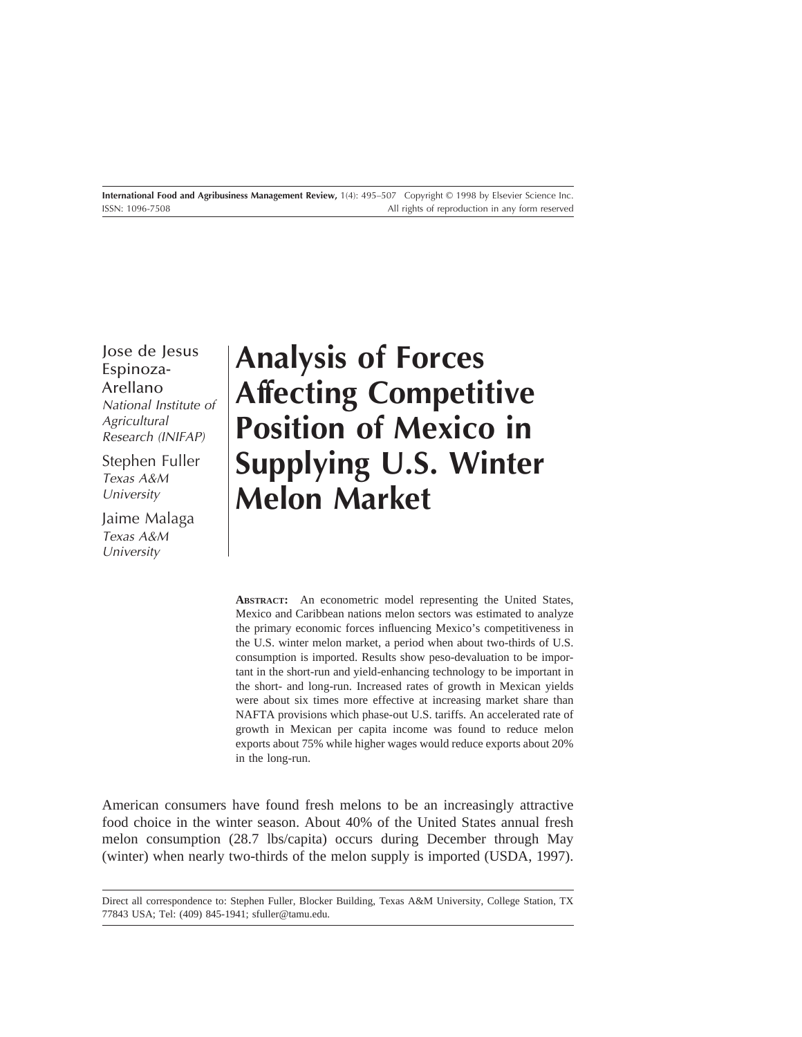# Analysis of Forces Affecting Competitive Position of Mexico in Supplying U.S. Winter Melon Market

Jose de Jesus Espinoza-Arellano
*National Institute of Agricultural Research (INIFAP)*

Stephen Fuller
*Texas A&M University*

Jaime Malaga
*Texas A&M University*

**Abstract:** An econometric model representing the United States, Mexico and Caribbean nations melon sectors was estimated to analyze the primary economic forces influencing Mexico's competitiveness in the U.S. winter melon market, a period when about two-thirds of U.S. consumption is imported. Results show peso-devaluation to be important in the short-run and yield-enhancing technology to be important in the short- and long-run. Increased rates of growth in Mexican yields were about six times more effective at increasing market share than NAFTA provisions which phase-out U.S. tariffs. An accelerated rate of growth in Mexican per capita income was found to reduce melon exports about 75% while higher wages would reduce exports about 20% in the long-run.

American consumers have found fresh melons to be an increasingly attractive food choice in the winter season. About 40% of the United States annual fresh melon consumption (28.7 lbs/capita) occurs during December through May (winter) when nearly two-thirds of the melon supply is imported (USDA, 1997).

---

Direct all correspondence to: Stephen Fuller, Blocker Building, Texas A&M University, College Station, TX 77843 USA; Tel: (409) 845-1941; sfuller@tamu.edu.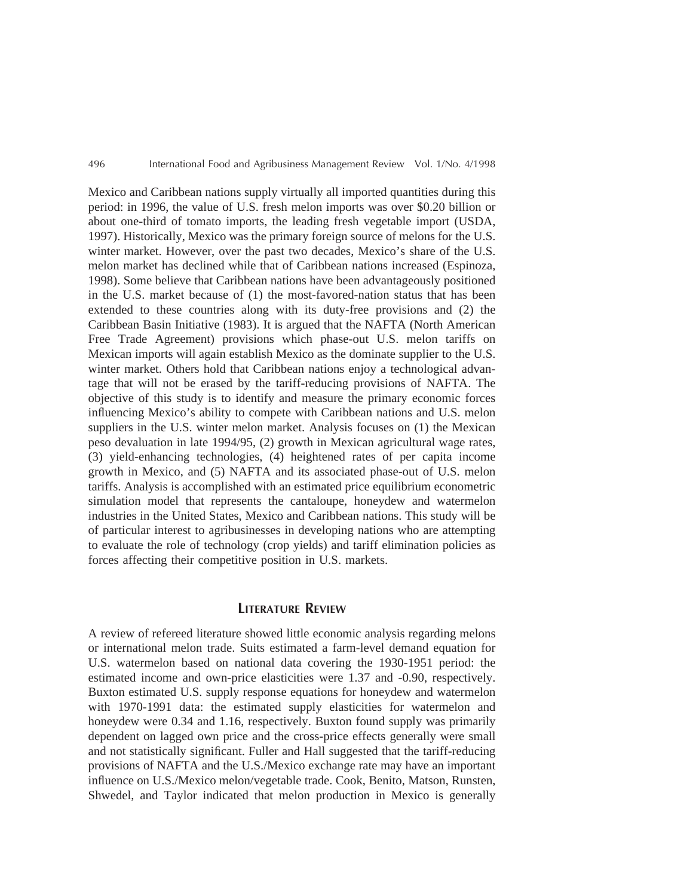Mexico and Caribbean nations supply virtually all imported quantities during this period: in 1996, the value of U.S. fresh melon imports was over $0.20 billion or about one-third of tomato imports, the leading fresh vegetable import (USDA, 1997). Historically, Mexico was the primary foreign source of melons for the U.S. winter market. However, over the past two decades, Mexico's share of the U.S. melon market has declined while that of Caribbean nations increased (Espinoza, 1998). Some believe that Caribbean nations have been advantageously positioned in the U.S. market because of (1) the most-favored-nation status that has been extended to these countries along with its duty-free provisions and (2) the Caribbean Basin Initiative (1983). It is argued that the NAFTA (North American Free Trade Agreement) provisions which phase-out U.S. melon tariffs on Mexican imports will again establish Mexico as the dominate supplier to the U.S. winter market. Others hold that Caribbean nations enjoy a technological advantage that will not be erased by the tariff-reducing provisions of NAFTA. The objective of this study is to identify and measure the primary economic forces influencing Mexico's ability to compete with Caribbean nations and U.S. melon suppliers in the U.S. winter melon market. Analysis focuses on (1) the Mexican peso devaluation in late 1994/95, (2) growth in Mexican agricultural wage rates, (3) yield-enhancing technologies, (4) heightened rates of per capita income growth in Mexico, and (5) NAFTA and its associated phase-out of U.S. melon tariffs. Analysis is accomplished with an estimated price equilibrium econometric simulation model that represents the cantaloupe, honeydew and watermelon industries in the United States, Mexico and Caribbean nations. This study will be of particular interest to agribusinesses in developing nations who are attempting to evaluate the role of technology (crop yields) and tariff elimination policies as forces affecting their competitive position in U.S. markets.

## Literature Review

A review of refereed literature showed little economic analysis regarding melons or international melon trade. Suits estimated a farm-level demand equation for U.S. watermelon based on national data covering the 1930-1951 period: the estimated income and own-price elasticities were 1.37 and -0.90, respectively. Buxton estimated U.S. supply response equations for honeydew and watermelon with 1970-1991 data: the estimated supply elasticities for watermelon and honeydew were 0.34 and 1.16, respectively. Buxton found supply was primarily dependent on lagged own price and the cross-price effects generally were small and not statistically significant. Fuller and Hall suggested that the tariff-reducing provisions of NAFTA and the U.S./Mexico exchange rate may have an important influence on U.S./Mexico melon/vegetable trade. Cook, Benito, Matson, Runsten, Shwedel, and Taylor indicated that melon production in Mexico is generally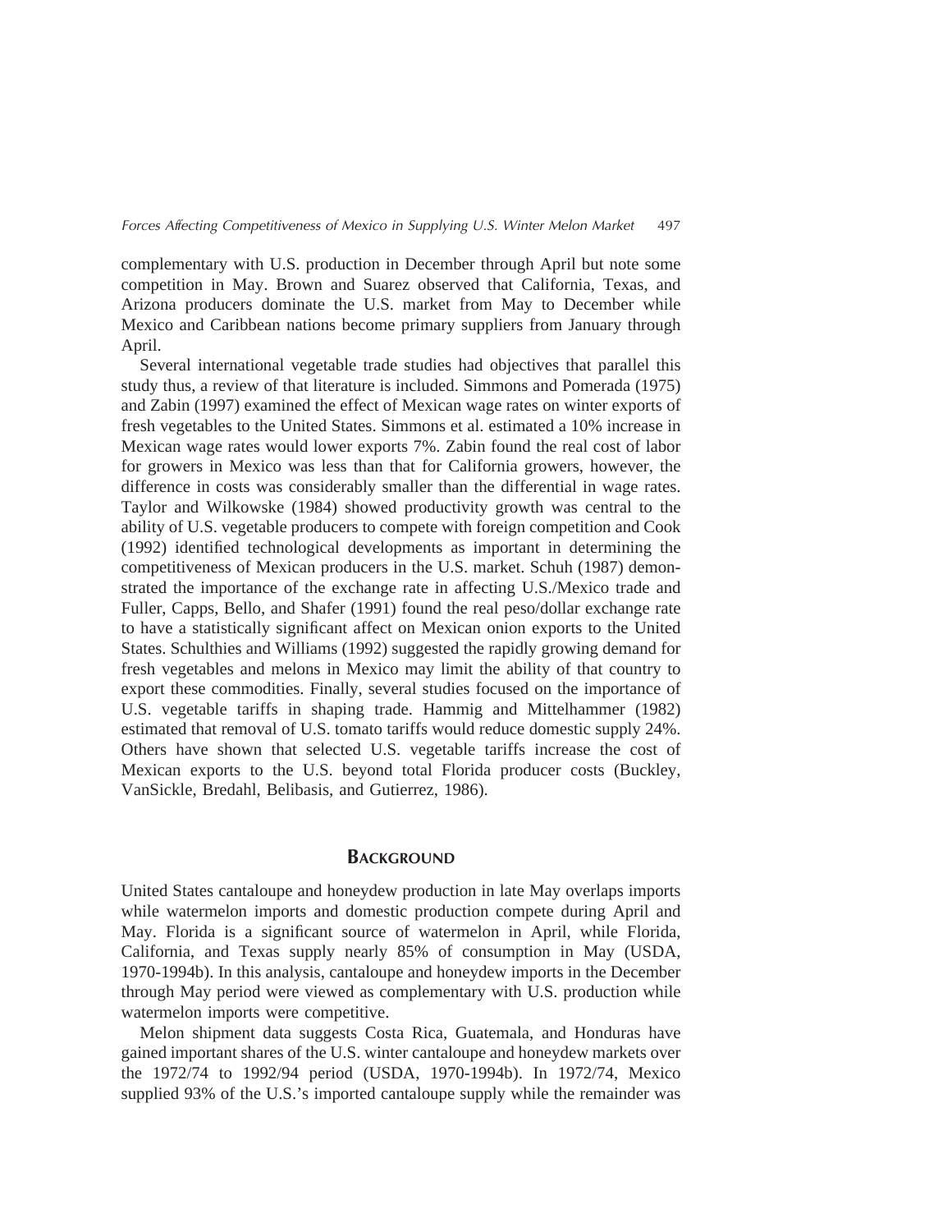complementary with U.S. production in December through April but note some competition in May. Brown and Suarez observed that California, Texas, and Arizona producers dominate the U.S. market from May to December while Mexico and Caribbean nations become primary suppliers from January through April.

Several international vegetable trade studies had objectives that parallel this study thus, a review of that literature is included. Simmons and Pomerada (1975) and Zabin (1997) examined the effect of Mexican wage rates on winter exports of fresh vegetables to the United States. Simmons et al. estimated a 10% increase in Mexican wage rates would lower exports 7%. Zabin found the real cost of labor for growers in Mexico was less than that for California growers, however, the difference in costs was considerably smaller than the differential in wage rates. Taylor and Wilkowske (1984) showed productivity growth was central to the ability of U.S. vegetable producers to compete with foreign competition and Cook (1992) identified technological developments as important in determining the competitiveness of Mexican producers in the U.S. market. Schuh (1987) demonstrated the importance of the exchange rate in affecting U.S./Mexico trade and Fuller, Capps, Bello, and Shafer (1991) found the real peso/dollar exchange rate to have a statistically significant affect on Mexican onion exports to the United States. Schulthies and Williams (1992) suggested the rapidly growing demand for fresh vegetables and melons in Mexico may limit the ability of that country to export these commodities. Finally, several studies focused on the importance of U.S. vegetable tariffs in shaping trade. Hammig and Mittelhammer (1982) estimated that removal of U.S. tomato tariffs would reduce domestic supply 24%. Others have shown that selected U.S. vegetable tariffs increase the cost of Mexican exports to the U.S. beyond total Florida producer costs (Buckley, VanSickle, Bredahl, Belibasis, and Gutierrez, 1986).

## BACKGROUND

United States cantaloupe and honeydew production in late May overlaps imports while watermelon imports and domestic production compete during April and May. Florida is a significant source of watermelon in April, while Florida, California, and Texas supply nearly 85% of consumption in May (USDA, 1970-1994b). In this analysis, cantaloupe and honeydew imports in the December through May period were viewed as complementary with U.S. production while watermelon imports were competitive.

Melon shipment data suggests Costa Rica, Guatemala, and Honduras have gained important shares of the U.S. winter cantaloupe and honeydew markets over the 1972/74 to 1992/94 period (USDA, 1970-1994b). In 1972/74, Mexico supplied 93% of the U.S.'s imported cantaloupe supply while the remainder was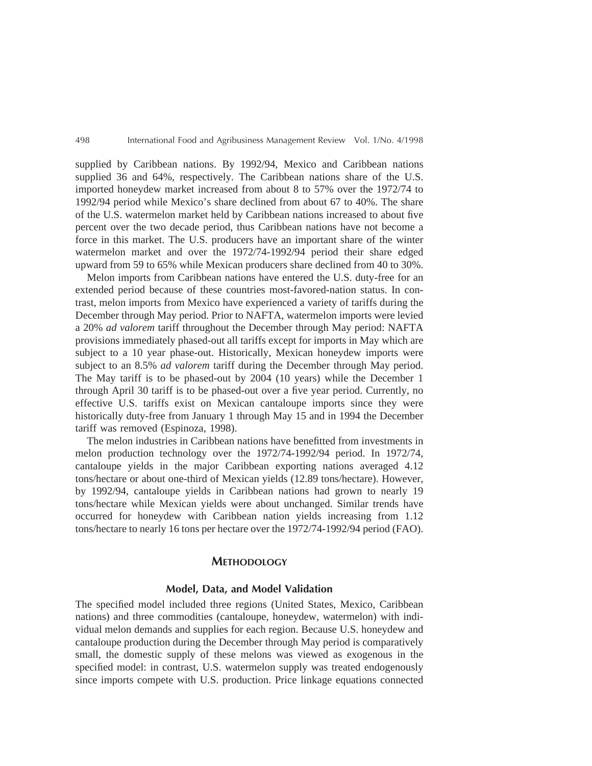supplied by Caribbean nations. By 1992/94, Mexico and Caribbean nations supplied 36 and 64%, respectively. The Caribbean nations share of the U.S. imported honeydew market increased from about 8 to 57% over the 1972/74 to 1992/94 period while Mexico's share declined from about 67 to 40%. The share of the U.S. watermelon market held by Caribbean nations increased to about five percent over the two decade period, thus Caribbean nations have not become a force in this market. The U.S. producers have an important share of the winter watermelon market and over the 1972/74-1992/94 period their share edged upward from 59 to 65% while Mexican producers share declined from 40 to 30%.

Melon imports from Caribbean nations have entered the U.S. duty-free for an extended period because of these countries most-favored-nation status. In contrast, melon imports from Mexico have experienced a variety of tariffs during the December through May period. Prior to NAFTA, watermelon imports were levied a 20% *ad valorem* tariff throughout the December through May period: NAFTA provisions immediately phased-out all tariffs except for imports in May which are subject to a 10 year phase-out. Historically, Mexican honeydew imports were subject to an 8.5% *ad valorem* tariff during the December through May period. The May tariff is to be phased-out by 2004 (10 years) while the December 1 through April 30 tariff is to be phased-out over a five year period. Currently, no effective U.S. tariffs exist on Mexican cantaloupe imports since they were historically duty-free from January 1 through May 15 and in 1994 the December tariff was removed (Espinoza, 1998).

The melon industries in Caribbean nations have benefitted from investments in melon production technology over the 1972/74-1992/94 period. In 1972/74, cantaloupe yields in the major Caribbean exporting nations averaged 4.12 tons/hectare or about one-third of Mexican yields (12.89 tons/hectare). However, by 1992/94, cantaloupe yields in Caribbean nations had grown to nearly 19 tons/hectare while Mexican yields were about unchanged. Similar trends have occurred for honeydew with Caribbean nation yields increasing from 1.12 tons/hectare to nearly 16 tons per hectare over the 1972/74-1992/94 period (FAO).

## METHODOLOGY

### Model, Data, and Model Validation

The specified model included three regions (United States, Mexico, Caribbean nations) and three commodities (cantaloupe, honeydew, watermelon) with individual melon demands and supplies for each region. Because U.S. honeydew and cantaloupe production during the December through May period is comparatively small, the domestic supply of these melons was viewed as exogenous in the specified model: in contrast, U.S. watermelon supply was treated endogenously since imports compete with U.S. production. Price linkage equations connected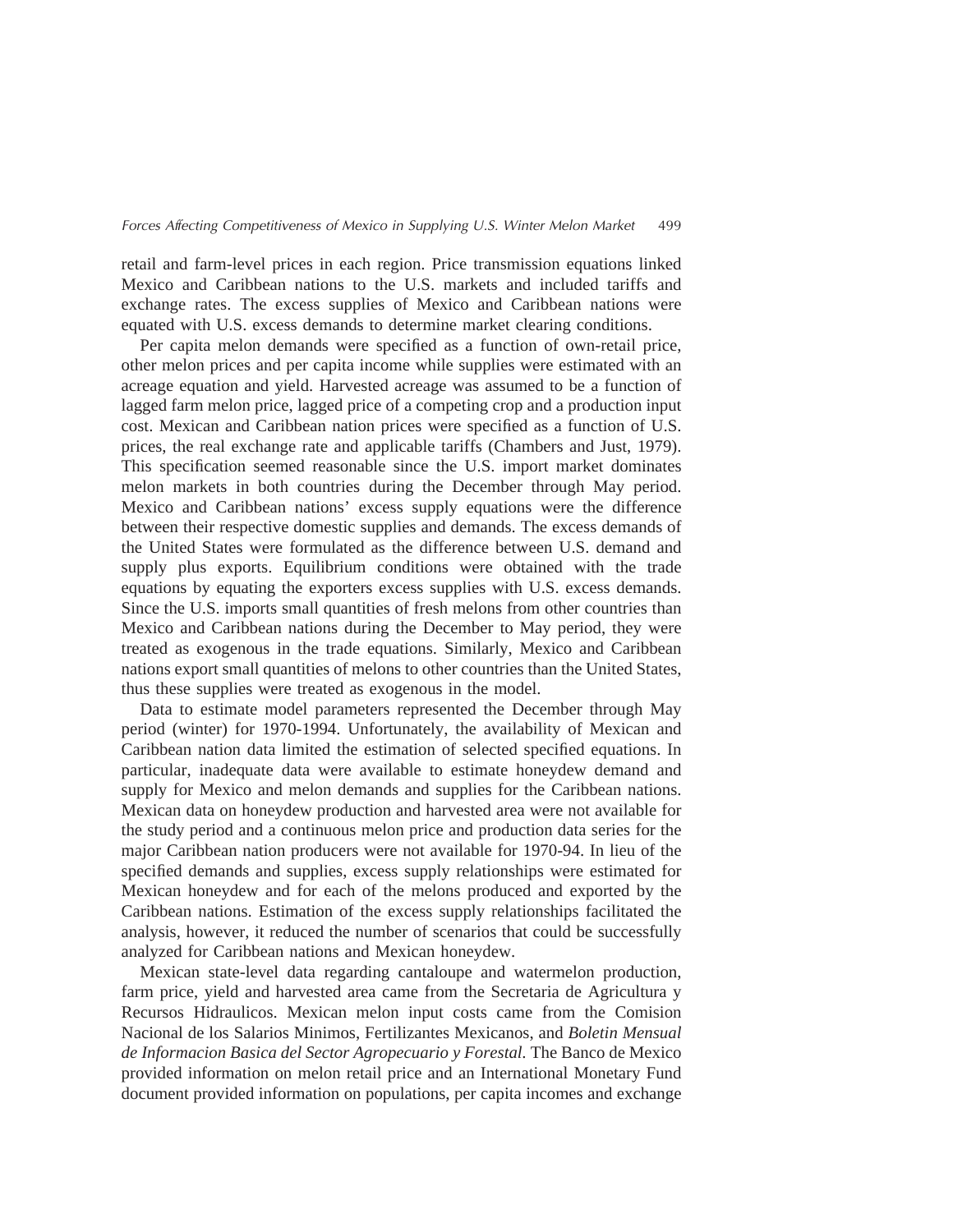retail and farm-level prices in each region. Price transmission equations linked Mexico and Caribbean nations to the U.S. markets and included tariffs and exchange rates. The excess supplies of Mexico and Caribbean nations were equated with U.S. excess demands to determine market clearing conditions.

Per capita melon demands were specified as a function of own-retail price, other melon prices and per capita income while supplies were estimated with an acreage equation and yield. Harvested acreage was assumed to be a function of lagged farm melon price, lagged price of a competing crop and a production input cost. Mexican and Caribbean nation prices were specified as a function of U.S. prices, the real exchange rate and applicable tariffs (Chambers and Just, 1979). This specification seemed reasonable since the U.S. import market dominates melon markets in both countries during the December through May period. Mexico and Caribbean nations' excess supply equations were the difference between their respective domestic supplies and demands. The excess demands of the United States were formulated as the difference between U.S. demand and supply plus exports. Equilibrium conditions were obtained with the trade equations by equating the exporters excess supplies with U.S. excess demands. Since the U.S. imports small quantities of fresh melons from other countries than Mexico and Caribbean nations during the December to May period, they were treated as exogenous in the trade equations. Similarly, Mexico and Caribbean nations export small quantities of melons to other countries than the United States, thus these supplies were treated as exogenous in the model.

Data to estimate model parameters represented the December through May period (winter) for 1970-1994. Unfortunately, the availability of Mexican and Caribbean nation data limited the estimation of selected specified equations. In particular, inadequate data were available to estimate honeydew demand and supply for Mexico and melon demands and supplies for the Caribbean nations. Mexican data on honeydew production and harvested area were not available for the study period and a continuous melon price and production data series for the major Caribbean nation producers were not available for 1970-94. In lieu of the specified demands and supplies, excess supply relationships were estimated for Mexican honeydew and for each of the melons produced and exported by the Caribbean nations. Estimation of the excess supply relationships facilitated the analysis, however, it reduced the number of scenarios that could be successfully analyzed for Caribbean nations and Mexican honeydew.

Mexican state-level data regarding cantaloupe and watermelon production, farm price, yield and harvested area came from the Secretaria de Agricultura y Recursos Hidraulicos. Mexican melon input costs came from the Comision Nacional de los Salarios Minimos, Fertilizantes Mexicanos, and *Boletin Mensual de Informacion Basica del Sector Agropecuario y Forestal*. The Banco de Mexico provided information on melon retail price and an International Monetary Fund document provided information on populations, per capita incomes and exchange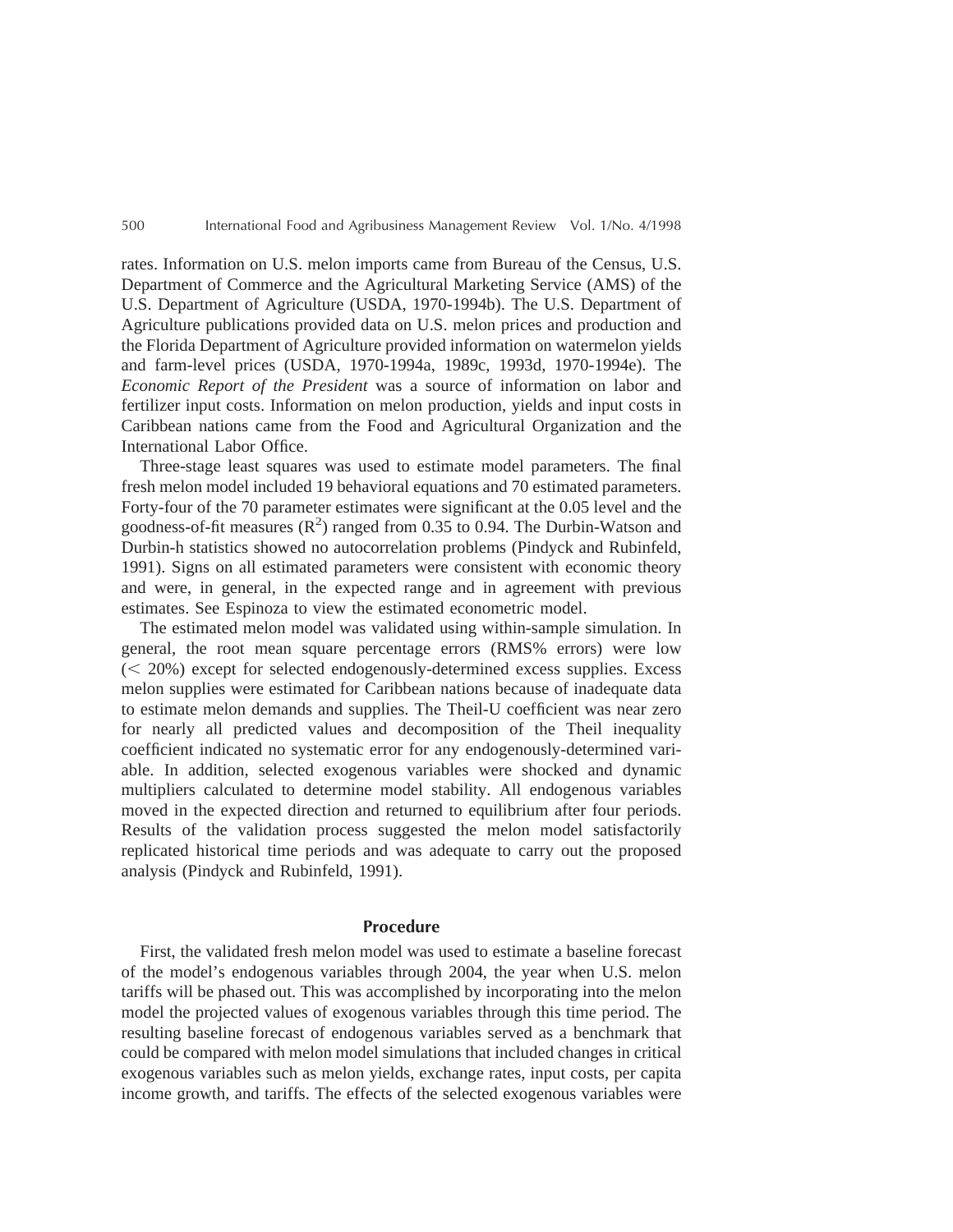rates. Information on U.S. melon imports came from Bureau of the Census, U.S. Department of Commerce and the Agricultural Marketing Service (AMS) of the U.S. Department of Agriculture (USDA, 1970-1994b). The U.S. Department of Agriculture publications provided data on U.S. melon prices and production and the Florida Department of Agriculture provided information on watermelon yields and farm-level prices (USDA, 1970-1994a, 1989c, 1993d, 1970-1994e). The *Economic Report of the President* was a source of information on labor and fertilizer input costs. Information on melon production, yields and input costs in Caribbean nations came from the Food and Agricultural Organization and the International Labor Office.

Three-stage least squares was used to estimate model parameters. The final fresh melon model included 19 behavioral equations and 70 estimated parameters. Forty-four of the 70 parameter estimates were significant at the 0.05 level and the goodness-of-fit measures ($R^2$) ranged from 0.35 to 0.94. The Durbin-Watson and Durbin-h statistics showed no autocorrelation problems (Pindyck and Rubinfeld, 1991). Signs on all estimated parameters were consistent with economic theory and were, in general, in the expected range and in agreement with previous estimates. See Espinoza to view the estimated econometric model.

The estimated melon model was validated using within-sample simulation. In general, the root mean square percentage errors (RMS% errors) were low ($< 20\%$) except for selected endogenously-determined excess supplies. Excess melon supplies were estimated for Caribbean nations because of inadequate data to estimate melon demands and supplies. The Theil-U coefficient was near zero for nearly all predicted values and decomposition of the Theil inequality coefficient indicated no systematic error for any endogenously-determined variable. In addition, selected exogenous variables were shocked and dynamic multipliers calculated to determine model stability. All endogenous variables moved in the expected direction and returned to equilibrium after four periods. Results of the validation process suggested the melon model satisfactorily replicated historical time periods and was adequate to carry out the proposed analysis (Pindyck and Rubinfeld, 1991).

## Procedure

First, the validated fresh melon model was used to estimate a baseline forecast of the model's endogenous variables through 2004, the year when U.S. melon tariffs will be phased out. This was accomplished by incorporating into the melon model the projected values of exogenous variables through this time period. The resulting baseline forecast of endogenous variables served as a benchmark that could be compared with melon model simulations that included changes in critical exogenous variables such as melon yields, exchange rates, input costs, per capita income growth, and tariffs. The effects of the selected exogenous variables were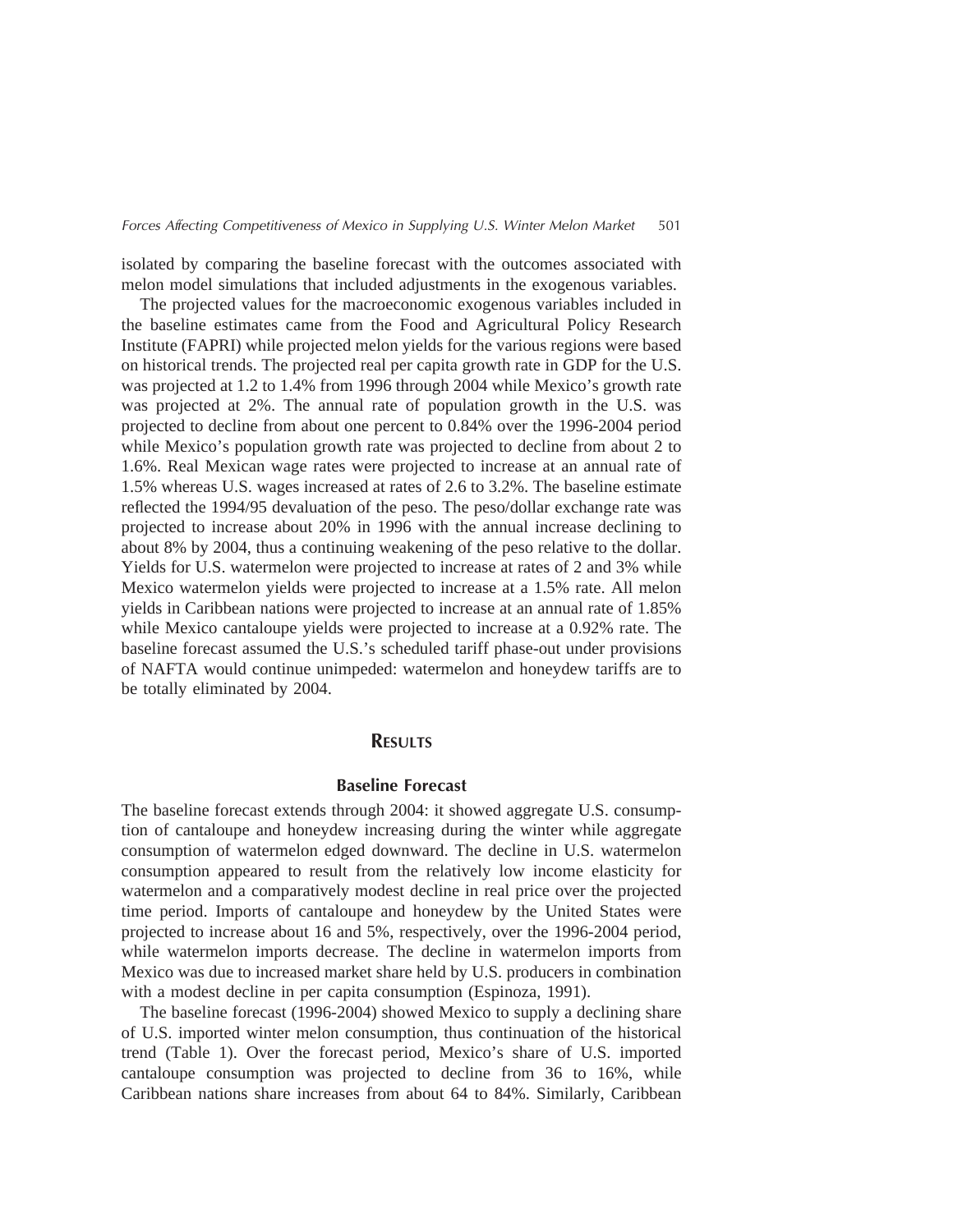isolated by comparing the baseline forecast with the outcomes associated with melon model simulations that included adjustments in the exogenous variables.

The projected values for the macroeconomic exogenous variables included in the baseline estimates came from the Food and Agricultural Policy Research Institute (FAPRI) while projected melon yields for the various regions were based on historical trends. The projected real per capita growth rate in GDP for the U.S. was projected at 1.2 to 1.4% from 1996 through 2004 while Mexico's growth rate was projected at 2%. The annual rate of population growth in the U.S. was projected to decline from about one percent to 0.84% over the 1996-2004 period while Mexico's population growth rate was projected to decline from about 2 to 1.6%. Real Mexican wage rates were projected to increase at an annual rate of 1.5% whereas U.S. wages increased at rates of 2.6 to 3.2%. The baseline estimate reflected the 1994/95 devaluation of the peso. The peso/dollar exchange rate was projected to increase about 20% in 1996 with the annual increase declining to about 8% by 2004, thus a continuing weakening of the peso relative to the dollar. Yields for U.S. watermelon were projected to increase at rates of 2 and 3% while Mexico watermelon yields were projected to increase at a 1.5% rate. All melon yields in Caribbean nations were projected to increase at an annual rate of 1.85% while Mexico cantaloupe yields were projected to increase at a 0.92% rate. The baseline forecast assumed the U.S.'s scheduled tariff phase-out under provisions of NAFTA would continue unimpeded: watermelon and honeydew tariffs are to be totally eliminated by 2004.

## Results

### Baseline Forecast

The baseline forecast extends through 2004: it showed aggregate U.S. consumption of cantaloupe and honeydew increasing during the winter while aggregate consumption of watermelon edged downward. The decline in U.S. watermelon consumption appeared to result from the relatively low income elasticity for watermelon and a comparatively modest decline in real price over the projected time period. Imports of cantaloupe and honeydew by the United States were projected to increase about 16 and 5%, respectively, over the 1996-2004 period, while watermelon imports decrease. The decline in watermelon imports from Mexico was due to increased market share held by U.S. producers in combination with a modest decline in per capita consumption (Espinoza, 1991).

The baseline forecast (1996-2004) showed Mexico to supply a declining share of U.S. imported winter melon consumption, thus continuation of the historical trend (Table 1). Over the forecast period, Mexico's share of U.S. imported cantaloupe consumption was projected to decline from 36 to 16%, while Caribbean nations share increases from about 64 to 84%. Similarly, Caribbean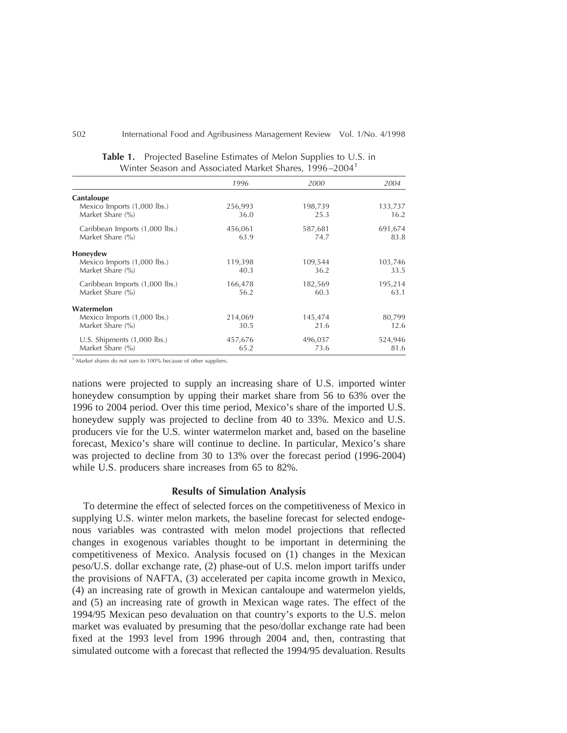**Table 1.** Projected Baseline Estimates of Melon Supplies to U.S. in Winter Season and Associated Market Shares, 1996–2004[1]

| | *1996* | *2000* | *2004* |
|---|---|---|---|
| **Cantaloupe** | | | |
| Mexico Imports (1,000 lbs.) | 256,993 | 198,739 | 133,737 |
| Market Share (%) | 36.0 | 25.3 | 16.2 |
| Caribbean Imports (1,000 lbs.) | 456,061 | 587,681 | 691,674 |
| Market Share (%) | 63.9 | 74.7 | 83.8 |
| **Honeydew** | | | |
| Mexico Imports (1,000 lbs.) | 119,398 | 109,544 | 103,746 |
| Market Share (%) | 40.3 | 36.2 | 33.5 |
| Caribbean Imports (1,000 lbs.) | 166,478 | 182,569 | 195,214 |
| Market Share (%) | 56.2 | 60.3 | 63.1 |
| **Watermelon** | | | |
| Mexico Imports (1,000 lbs.) | 214,069 | 145,474 | 80,799 |
| Market Share (%) | 30.5 | 21.6 | 12.6 |
| U.S. Shipments (1,000 lbs.) | 457,676 | 496,037 | 524,946 |
| Market Share (%) | 65.2 | 73.6 | 81.6 |

[1] Market shares do not sum to 100% because of other suppliers.

nations were projected to supply an increasing share of U.S. imported winter honeydew consumption by upping their market share from 56 to 63% over the 1996 to 2004 period. Over this time period, Mexico's share of the imported U.S. honeydew supply was projected to decline from 40 to 33%. Mexico and U.S. producers vie for the U.S. winter watermelon market and, based on the baseline forecast, Mexico's share will continue to decline. In particular, Mexico's share was projected to decline from 30 to 13% over the forecast period (1996-2004) while U.S. producers share increases from 65 to 82%.

## Results of Simulation Analysis

To determine the effect of selected forces on the competitiveness of Mexico in supplying U.S. winter melon markets, the baseline forecast for selected endogenous variables was contrasted with melon model projections that reflected changes in exogenous variables thought to be important in determining the competitiveness of Mexico. Analysis focused on (1) changes in the Mexican peso/U.S. dollar exchange rate, (2) phase-out of U.S. melon import tariffs under the provisions of NAFTA, (3) accelerated per capita income growth in Mexico, (4) an increasing rate of growth in Mexican cantaloupe and watermelon yields, and (5) an increasing rate of growth in Mexican wage rates. The effect of the 1994/95 Mexican peso devaluation on that country's exports to the U.S. melon market was evaluated by presuming that the peso/dollar exchange rate had been fixed at the 1993 level from 1996 through 2004 and, then, contrasting that simulated outcome with a forecast that reflected the 1994/95 devaluation. Results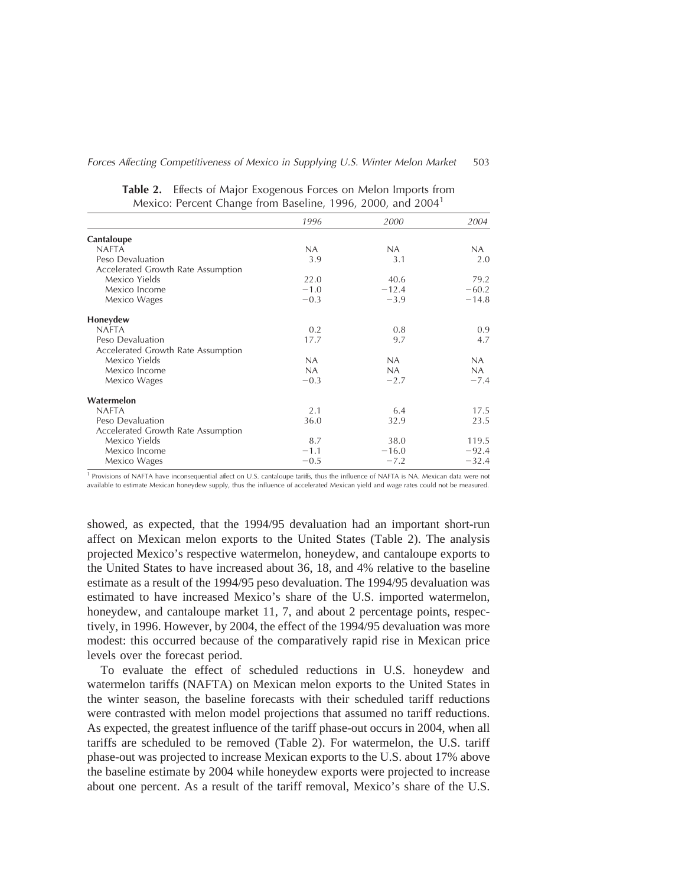**Table 2.** Effects of Major Exogenous Forces on Melon Imports from Mexico: Percent Change from Baseline, 1996, 2000, and 2004[1]

| | *1996* | *2000* | *2004* |
|---|---|---|---|
| **Cantaloupe** | | | |
| NAFTA | NA | NA | NA |
| Peso Devaluation | 3.9 | 3.1 | 2.0 |
| Accelerated Growth Rate Assumption | | | |
| Mexico Yields | 22.0 | 40.6 | 79.2 |
| Mexico Income | −1.0 | −12.4 | −60.2 |
| Mexico Wages | −0.3 | −3.9 | −14.8 |
| **Honeydew** | | | |
| NAFTA | 0.2 | 0.8 | 0.9 |
| Peso Devaluation | 17.7 | 9.7 | 4.7 |
| Accelerated Growth Rate Assumption | | | |
| Mexico Yields | NA | NA | NA |
| Mexico Income | NA | NA | NA |
| Mexico Wages | −0.3 | −2.7 | −7.4 |
| **Watermelon** | | | |
| NAFTA | 2.1 | 6.4 | 17.5 |
| Peso Devaluation | 36.0 | 32.9 | 23.5 |
| Accelerated Growth Rate Assumption | | | |
| Mexico Yields | 8.7 | 38.0 | 119.5 |
| Mexico Income | −1.1 | −16.0 | −92.4 |
| Mexico Wages | −0.5 | −7.2 | −32.4 |

[1] Provisions of NAFTA have inconsequential affect on U.S. cantaloupe tariffs, thus the influence of NAFTA is NA. Mexican data were not available to estimate Mexican honeydew supply, thus the influence of accelerated Mexican yield and wage rates could not be measured.

showed, as expected, that the 1994/95 devaluation had an important short-run affect on Mexican melon exports to the United States (Table 2). The analysis projected Mexico's respective watermelon, honeydew, and cantaloupe exports to the United States to have increased about 36, 18, and 4% relative to the baseline estimate as a result of the 1994/95 peso devaluation. The 1994/95 devaluation was estimated to have increased Mexico's share of the U.S. imported watermelon, honeydew, and cantaloupe market 11, 7, and about 2 percentage points, respectively, in 1996. However, by 2004, the effect of the 1994/95 devaluation was more modest: this occurred because of the comparatively rapid rise in Mexican price levels over the forecast period.

To evaluate the effect of scheduled reductions in U.S. honeydew and watermelon tariffs (NAFTA) on Mexican melon exports to the United States in the winter season, the baseline forecasts with their scheduled tariff reductions were contrasted with melon model projections that assumed no tariff reductions. As expected, the greatest influence of the tariff phase-out occurs in 2004, when all tariffs are scheduled to be removed (Table 2). For watermelon, the U.S. tariff phase-out was projected to increase Mexican exports to the U.S. about 17% above the baseline estimate by 2004 while honeydew exports were projected to increase about one percent. As a result of the tariff removal, Mexico's share of the U.S.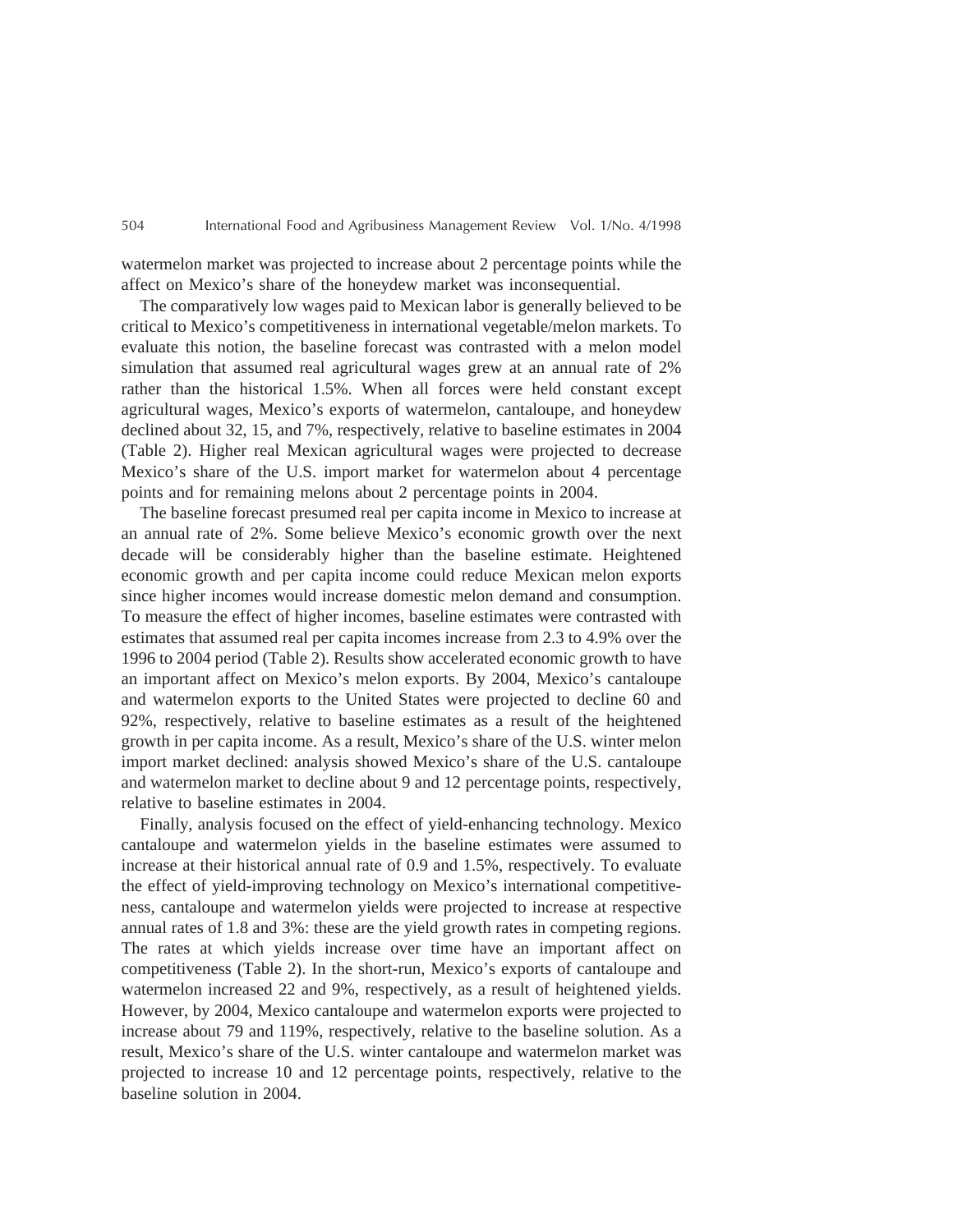watermelon market was projected to increase about 2 percentage points while the affect on Mexico's share of the honeydew market was inconsequential.

The comparatively low wages paid to Mexican labor is generally believed to be critical to Mexico's competitiveness in international vegetable/melon markets. To evaluate this notion, the baseline forecast was contrasted with a melon model simulation that assumed real agricultural wages grew at an annual rate of 2% rather than the historical 1.5%. When all forces were held constant except agricultural wages, Mexico's exports of watermelon, cantaloupe, and honeydew declined about 32, 15, and 7%, respectively, relative to baseline estimates in 2004 (Table 2). Higher real Mexican agricultural wages were projected to decrease Mexico's share of the U.S. import market for watermelon about 4 percentage points and for remaining melons about 2 percentage points in 2004.

The baseline forecast presumed real per capita income in Mexico to increase at an annual rate of 2%. Some believe Mexico's economic growth over the next decade will be considerably higher than the baseline estimate. Heightened economic growth and per capita income could reduce Mexican melon exports since higher incomes would increase domestic melon demand and consumption. To measure the effect of higher incomes, baseline estimates were contrasted with estimates that assumed real per capita incomes increase from 2.3 to 4.9% over the 1996 to 2004 period (Table 2). Results show accelerated economic growth to have an important affect on Mexico's melon exports. By 2004, Mexico's cantaloupe and watermelon exports to the United States were projected to decline 60 and 92%, respectively, relative to baseline estimates as a result of the heightened growth in per capita income. As a result, Mexico's share of the U.S. winter melon import market declined: analysis showed Mexico's share of the U.S. cantaloupe and watermelon market to decline about 9 and 12 percentage points, respectively, relative to baseline estimates in 2004.

Finally, analysis focused on the effect of yield-enhancing technology. Mexico cantaloupe and watermelon yields in the baseline estimates were assumed to increase at their historical annual rate of 0.9 and 1.5%, respectively. To evaluate the effect of yield-improving technology on Mexico's international competitiveness, cantaloupe and watermelon yields were projected to increase at respective annual rates of 1.8 and 3%: these are the yield growth rates in competing regions. The rates at which yields increase over time have an important affect on competitiveness (Table 2). In the short-run, Mexico's exports of cantaloupe and watermelon increased 22 and 9%, respectively, as a result of heightened yields. However, by 2004, Mexico cantaloupe and watermelon exports were projected to increase about 79 and 119%, respectively, relative to the baseline solution. As a result, Mexico's share of the U.S. winter cantaloupe and watermelon market was projected to increase 10 and 12 percentage points, respectively, relative to the baseline solution in 2004.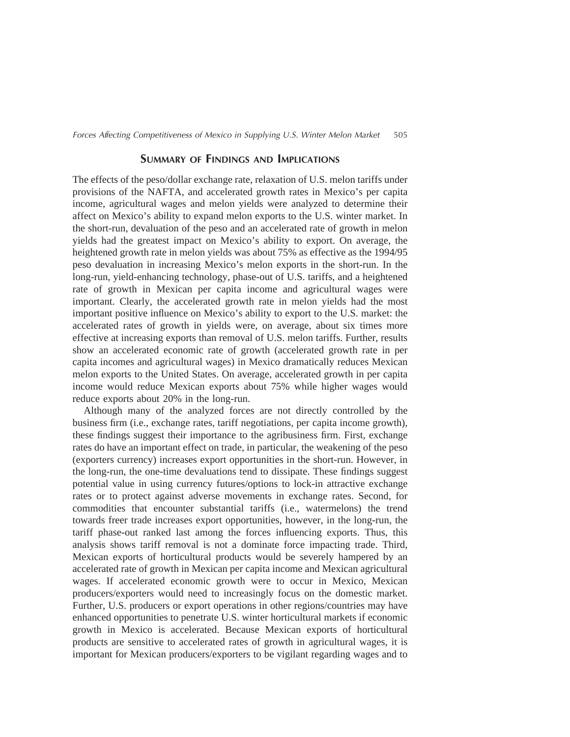## Summary of Findings and Implications

The effects of the peso/dollar exchange rate, relaxation of U.S. melon tariffs under provisions of the NAFTA, and accelerated growth rates in Mexico's per capita income, agricultural wages and melon yields were analyzed to determine their affect on Mexico's ability to expand melon exports to the U.S. winter market. In the short-run, devaluation of the peso and an accelerated rate of growth in melon yields had the greatest impact on Mexico's ability to export. On average, the heightened growth rate in melon yields was about 75% as effective as the 1994/95 peso devaluation in increasing Mexico's melon exports in the short-run. In the long-run, yield-enhancing technology, phase-out of U.S. tariffs, and a heightened rate of growth in Mexican per capita income and agricultural wages were important. Clearly, the accelerated growth rate in melon yields had the most important positive influence on Mexico's ability to export to the U.S. market: the accelerated rates of growth in yields were, on average, about six times more effective at increasing exports than removal of U.S. melon tariffs. Further, results show an accelerated economic rate of growth (accelerated growth rate in per capita incomes and agricultural wages) in Mexico dramatically reduces Mexican melon exports to the United States. On average, accelerated growth in per capita income would reduce Mexican exports about 75% while higher wages would reduce exports about 20% in the long-run.

Although many of the analyzed forces are not directly controlled by the business firm (i.e., exchange rates, tariff negotiations, per capita income growth), these findings suggest their importance to the agribusiness firm. First, exchange rates do have an important effect on trade, in particular, the weakening of the peso (exporters currency) increases export opportunities in the short-run. However, in the long-run, the one-time devaluations tend to dissipate. These findings suggest potential value in using currency futures/options to lock-in attractive exchange rates or to protect against adverse movements in exchange rates. Second, for commodities that encounter substantial tariffs (i.e., watermelons) the trend towards freer trade increases export opportunities, however, in the long-run, the tariff phase-out ranked last among the forces influencing exports. Thus, this analysis shows tariff removal is not a dominate force impacting trade. Third, Mexican exports of horticultural products would be severely hampered by an accelerated rate of growth in Mexican per capita income and Mexican agricultural wages. If accelerated economic growth were to occur in Mexico, Mexican producers/exporters would need to increasingly focus on the domestic market. Further, U.S. producers or export operations in other regions/countries may have enhanced opportunities to penetrate U.S. winter horticultural markets if economic growth in Mexico is accelerated. Because Mexican exports of horticultural products are sensitive to accelerated rates of growth in agricultural wages, it is important for Mexican producers/exporters to be vigilant regarding wages and to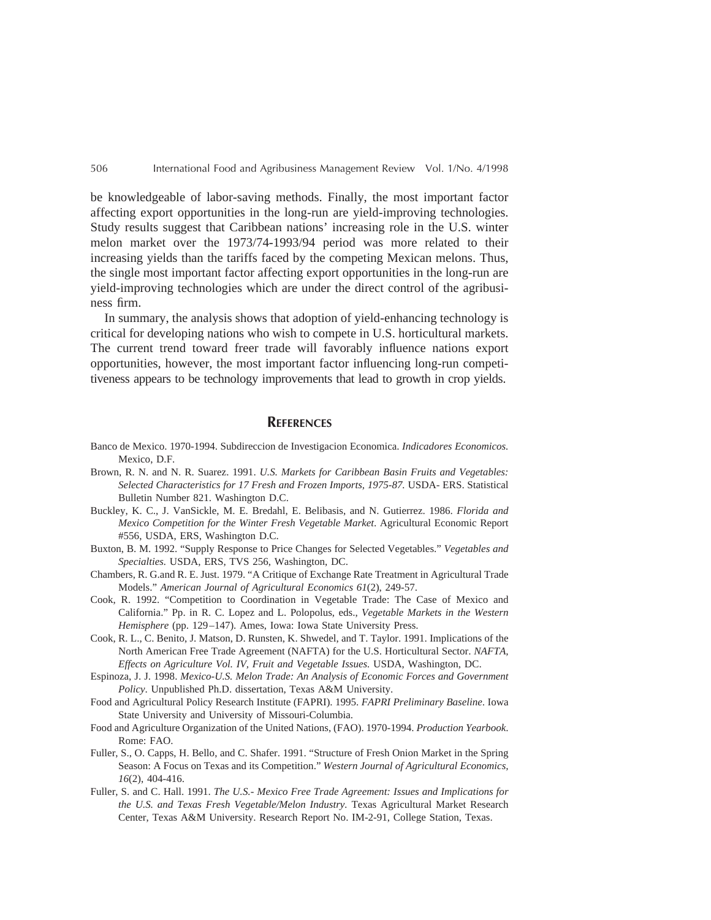be knowledgeable of labor-saving methods. Finally, the most important factor affecting export opportunities in the long-run are yield-improving technologies. Study results suggest that Caribbean nations' increasing role in the U.S. winter melon market over the 1973/74-1993/94 period was more related to their increasing yields than the tariffs faced by the competing Mexican melons. Thus, the single most important factor affecting export opportunities in the long-run are yield-improving technologies which are under the direct control of the agribusiness firm.

In summary, the analysis shows that adoption of yield-enhancing technology is critical for developing nations who wish to compete in U.S. horticultural markets. The current trend toward freer trade will favorably influence nations export opportunities, however, the most important factor influencing long-run competitiveness appears to be technology improvements that lead to growth in crop yields.

## REFERENCES

Banco de Mexico. 1970-1994. Subdireccion de Investigacion Economica. *Indicadores Economicos.* Mexico, D.F.

Brown, R. N. and N. R. Suarez. 1991. *U.S. Markets for Caribbean Basin Fruits and Vegetables: Selected Characteristics for 17 Fresh and Frozen Imports, 1975-87.* USDA- ERS. Statistical Bulletin Number 821. Washington D.C.

Buckley, K. C., J. VanSickle, M. E. Bredahl, E. Belibasis, and N. Gutierrez. 1986. *Florida and Mexico Competition for the Winter Fresh Vegetable Market*. Agricultural Economic Report #556, USDA, ERS, Washington D.C.

Buxton, B. M. 1992. "Supply Response to Price Changes for Selected Vegetables." *Vegetables and Specialties.* USDA, ERS, TVS 256, Washington, DC.

Chambers, R. G.and R. E. Just. 1979. "A Critique of Exchange Rate Treatment in Agricultural Trade Models." *American Journal of Agricultural Economics 61*(2), 249-57.

Cook, R. 1992. "Competition to Coordination in Vegetable Trade: The Case of Mexico and California." Pp. in R. C. Lopez and L. Polopolus, eds., *Vegetable Markets in the Western Hemisphere* (pp. 129–147). Ames, Iowa: Iowa State University Press.

Cook, R. L., C. Benito, J. Matson, D. Runsten, K. Shwedel, and T. Taylor. 1991. Implications of the North American Free Trade Agreement (NAFTA) for the U.S. Horticultural Sector. *NAFTA, Effects on Agriculture Vol. IV, Fruit and Vegetable Issues.* USDA, Washington, DC.

Espinoza, J. J. 1998. *Mexico-U.S. Melon Trade: An Analysis of Economic Forces and Government Policy*. Unpublished Ph.D. dissertation, Texas A&M University.

Food and Agricultural Policy Research Institute (FAPRI). 1995. *FAPRI Preliminary Baseline*. Iowa State University and University of Missouri-Columbia.

Food and Agriculture Organization of the United Nations, (FAO). 1970-1994. *Production Yearbook*. Rome: FAO.

Fuller, S., O. Capps, H. Bello, and C. Shafer. 1991. "Structure of Fresh Onion Market in the Spring Season: A Focus on Texas and its Competition." *Western Journal of Agricultural Economics*, *16*(2), 404-416.

Fuller, S. and C. Hall. 1991. *The U.S.- Mexico Free Trade Agreement: Issues and Implications for the U.S. and Texas Fresh Vegetable/Melon Industry.* Texas Agricultural Market Research Center, Texas A&M University. Research Report No. IM-2-91, College Station, Texas.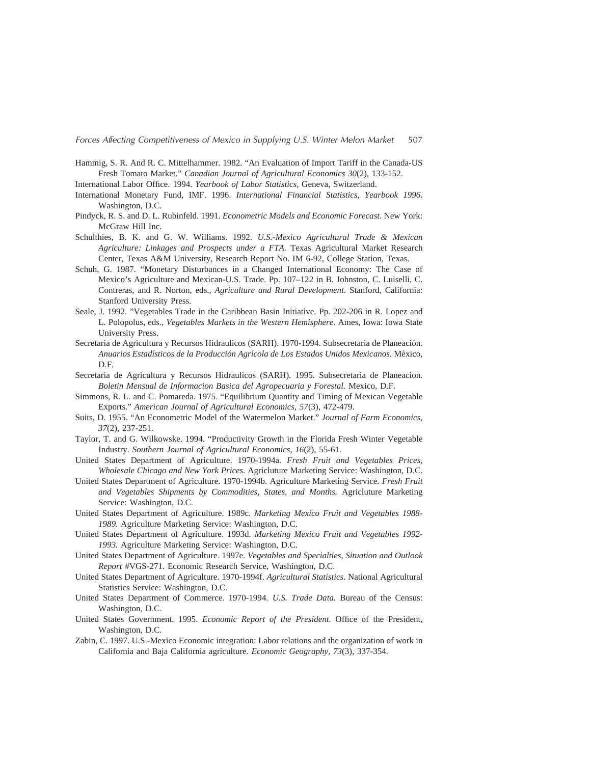Hammig, S. R. And R. C. Mittelhammer. 1982. "An Evaluation of Import Tariff in the Canada-US Fresh Tomato Market." *Canadian Journal of Agricultural Economics 30*(2), 133-152.

International Labor Office. 1994. *Yearbook of Labor Statistics*, Geneva, Switzerland.

International Monetary Fund, IMF. 1996. *International Financial Statistics, Yearbook 1996*. Washington, D.C.

Pindyck, R. S. and D. L. Rubinfeld. 1991. *Econometric Models and Economic Forecast*. New York: McGraw Hill Inc.

Schulthies, B. K. and G. W. Williams. 1992. *U.S.-Mexico Agricultural Trade & Mexican Agriculture: Linkages and Prospects under a FTA*. Texas Agricultural Market Research Center, Texas A&M University, Research Report No. IM 6-92, College Station, Texas.

Schuh, G. 1987. "Monetary Disturbances in a Changed International Economy: The Case of Mexico's Agriculture and Mexican-U.S. Trade. Pp. 107–122 in B. Johnston, C. Luiselli, C. Contreras, and R. Norton, eds., *Agriculture and Rural Development*. Stanford, California: Stanford University Press.

Seale, J. 1992. "Vegetables Trade in the Caribbean Basin Initiative. Pp. 202-206 in R. Lopez and L. Polopolus, eds., *Vegetables Markets in the Western Hemisphere*. Ames, Iowa: Iowa State University Press.

Secretaria de Agricultura y Recursos Hidraulicos (SARH). 1970-1994. Subsecretaría de Planeación. *Anuarios Estadísticos de la Producción Agrícola de Los Estados Unidos Mexicanos*. México, D.F.

Secretaria de Agricultura y Recursos Hidraulicos (SARH). 1995. Subsecretaria de Planeacion. *Boletin Mensual de Informacion Basica del Agropecuaria y Forestal.* Mexico, D.F.

Simmons, R. L. and C. Pomareda. 1975. "Equilibrium Quantity and Timing of Mexican Vegetable Exports." *American Journal of Agricultural Economics, 57*(3), 472-479.

Suits, D. 1955. "An Econometric Model of the Watermelon Market." *Journal of Farm Economics, 37*(2), 237-251.

Taylor, T. and G. Wilkowske. 1994. "Productivity Growth in the Florida Fresh Winter Vegetable Industry. *Southern Journal of Agricultural Economics, 16*(2), 55-61.

United States Department of Agriculture. 1970-1994a. *Fresh Fruit and Vegetables Prices, Wholesale Chicago and New York Prices.* Agricluture Marketing Service: Washington, D.C.

United States Department of Agriculture. 1970-1994b. Agriculture Marketing Service. *Fresh Fruit and Vegetables Shipments by Commodities, States, and Months.* Agricluture Marketing Service: Washington, D.C.

United States Department of Agriculture. 1989c. *Marketing Mexico Fruit and Vegetables 1988-1989.* Agriculture Marketing Service: Washington, D.C.

United States Department of Agriculture. 1993d. *Marketing Mexico Fruit and Vegetables 1992-1993.* Agriculture Marketing Service: Washington, D.C.

United States Department of Agriculture. 1997e. *Vegetables and Specialties, Situation and Outlook Report* #VGS-271. Economic Research Service, Washington, D.C.

United States Department of Agriculture. 1970-1994f. *Agricultural Statistics*. National Agricultural Statistics Service: Washington, D.C.

United States Department of Commerce. 1970-1994. *U.S. Trade Data.* Bureau of the Census: Washington, D.C.

United States Government. 1995. *Economic Report of the President*. Office of the President, Washington, D.C.

Zabin, C. 1997. U.S.-Mexico Economic integration: Labor relations and the organization of work in California and Baja California agriculture. *Economic Geography, 73*(3), 337-354.